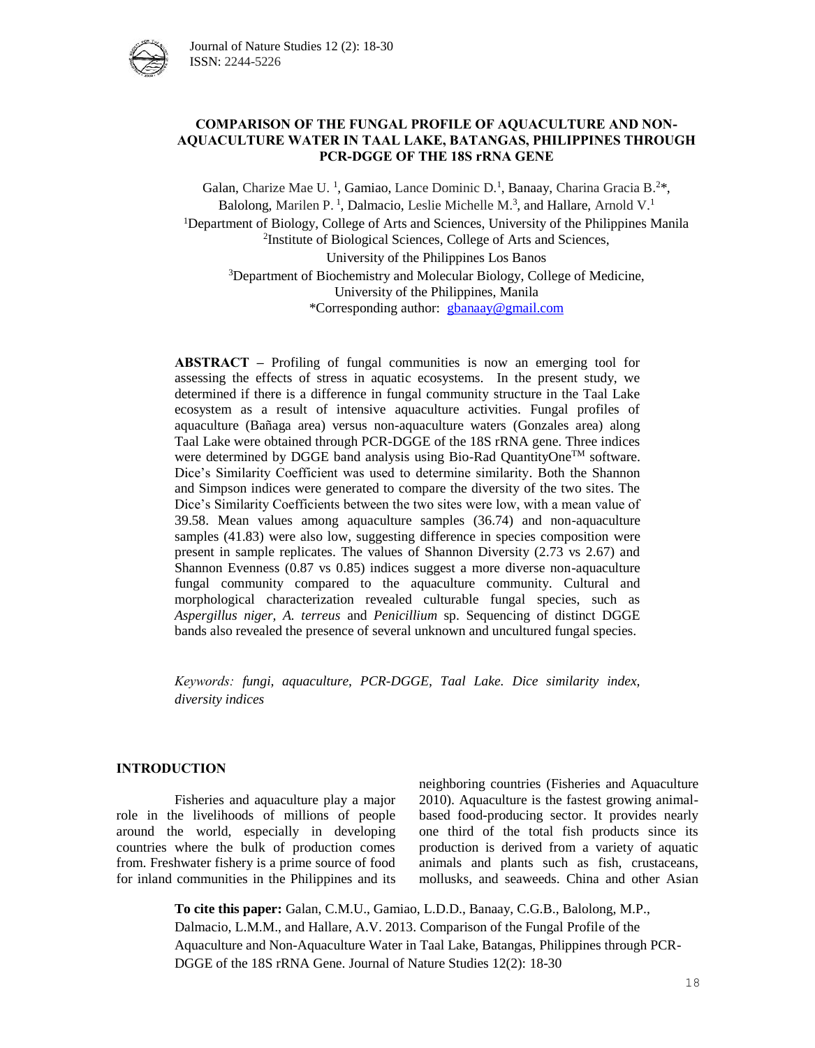# COMPARISON OF THE FUNGAL PROFILE OF AQUACULTURE AND NON-AQUACULTURE WATER IN TAAL LAKE, BATANGAS, PHILIPPINES THROUGH PCR-DGGE OF THE 18S rRNA GENE

Galan, Charize Mae U. [1], Gamiao, Lance Dominic D.[1], Banaay, Charina Gracia B.[2]*, Balolong, Marilen P. [1], Dalmacio, Leslie Michelle M.[3], and Hallare, Arnold V.[1]

[1]Department of Biology, College of Arts and Sciences, University of the Philippines Manila

[2]Institute of Biological Sciences, College of Arts and Sciences, University of the Philippines Los Banos

[3]Department of Biochemistry and Molecular Biology, College of Medicine, University of the Philippines, Manila

*Corresponding author: gbanaay@gmail.com

**ABSTRACT –** Profiling of fungal communities is now an emerging tool for assessing the effects of stress in aquatic ecosystems. In the present study, we determined if there is a difference in fungal community structure in the Taal Lake ecosystem as a result of intensive aquaculture activities. Fungal profiles of aquaculture (Bañaga area) versus non-aquaculture waters (Gonzales area) along Taal Lake were obtained through PCR-DGGE of the 18S rRNA gene. Three indices were determined by DGGE band analysis using Bio-Rad QuantityOne™ software. Dice's Similarity Coefficient was used to determine similarity. Both the Shannon and Simpson indices were generated to compare the diversity of the two sites. The Dice's Similarity Coefficients between the two sites were low, with a mean value of 39.58. Mean values among aquaculture samples (36.74) and non-aquaculture samples (41.83) were also low, suggesting difference in species composition were present in sample replicates. The values of Shannon Diversity (2.73 vs 2.67) and Shannon Evenness (0.87 vs 0.85) indices suggest a more diverse non-aquaculture fungal community compared to the aquaculture community. Cultural and morphological characterization revealed culturable fungal species, such as *Aspergillus niger, A. terreus* and *Penicillium* sp. Sequencing of distinct DGGE bands also revealed the presence of several unknown and uncultured fungal species.

*Keywords: fungi, aquaculture, PCR-DGGE, Taal Lake. Dice similarity index, diversity indices*

## INTRODUCTION

Fisheries and aquaculture play a major role in the livelihoods of millions of people around the world, especially in developing countries where the bulk of production comes from. Freshwater fishery is a prime source of food for inland communities in the Philippines and its neighboring countries (Fisheries and Aquaculture 2010). Aquaculture is the fastest growing animal-based food-producing sector. It provides nearly one third of the total fish products since its production is derived from a variety of aquatic animals and plants such as fish, crustaceans, mollusks, and seaweeds. China and other Asian

**To cite this paper:** Galan, C.M.U., Gamiao, L.D.D., Banaay, C.G.B., Balolong, M.P., Dalmacio, L.M.M., and Hallare, A.V. 2013. Comparison of the Fungal Profile of the Aquaculture and Non-Aquaculture Water in Taal Lake, Batangas, Philippines through PCR-DGGE of the 18S rRNA Gene. Journal of Nature Studies 12(2): 18-30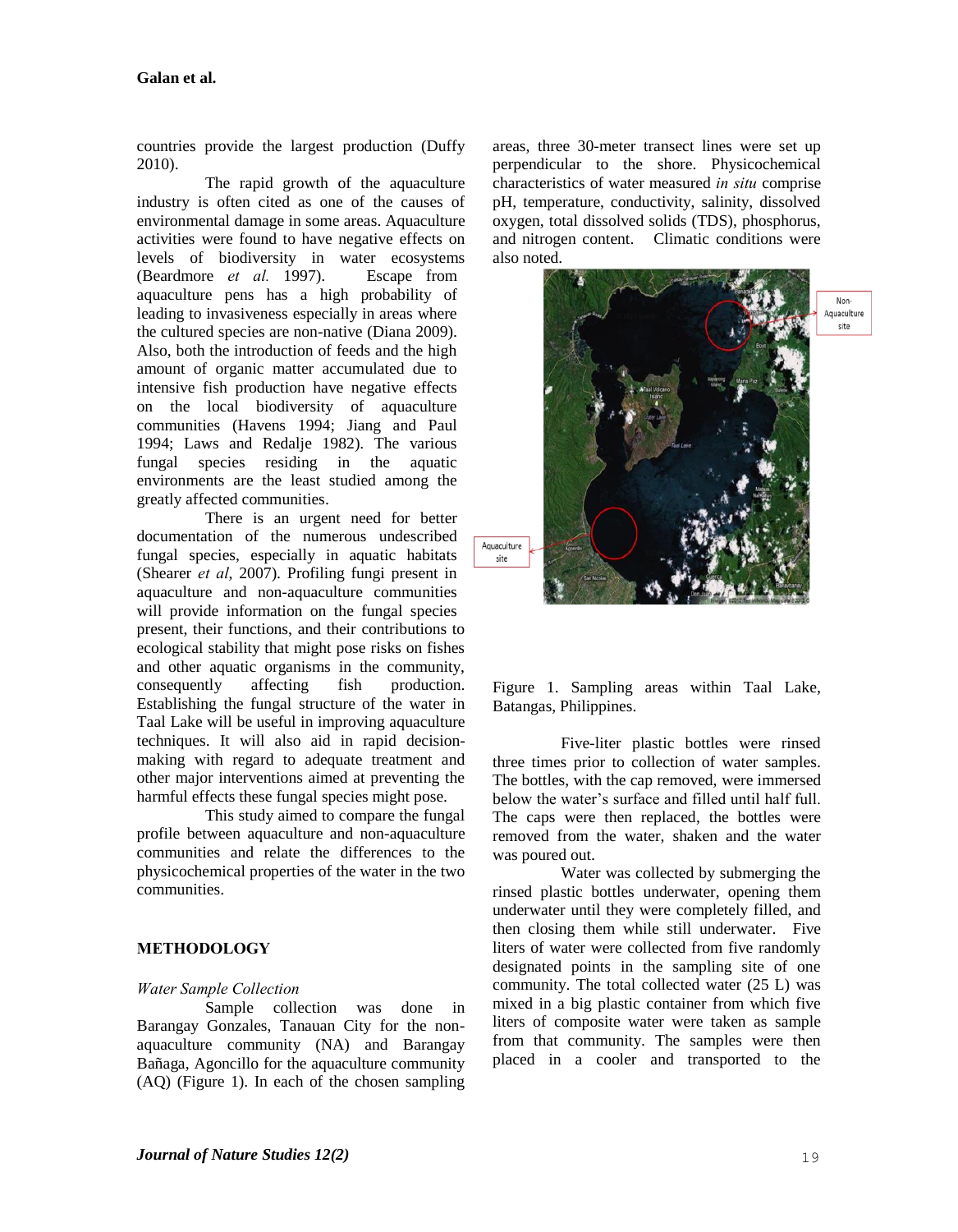countries provide the largest production (Duffy 2010).

The rapid growth of the aquaculture industry is often cited as one of the causes of environmental damage in some areas. Aquaculture activities were found to have negative effects on levels of biodiversity in water ecosystems (Beardmore *et al.* 1997). Escape from aquaculture pens has a high probability of leading to invasiveness especially in areas where the cultured species are non-native (Diana 2009). Also, both the introduction of feeds and the high amount of organic matter accumulated due to intensive fish production have negative effects on the local biodiversity of aquaculture communities (Havens 1994; Jiang and Paul 1994; Laws and Redalje 1982). The various fungal species residing in the aquatic environments are the least studied among the greatly affected communities.

There is an urgent need for better documentation of the numerous undescribed fungal species, especially in aquatic habitats (Shearer *et al*, 2007). Profiling fungi present in aquaculture and non-aquaculture communities will provide information on the fungal species present, their functions, and their contributions to ecological stability that might pose risks on fishes and other aquatic organisms in the community, consequently affecting fish production. Establishing the fungal structure of the water in Taal Lake will be useful in improving aquaculture techniques. It will also aid in rapid decision-making with regard to adequate treatment and other major interventions aimed at preventing the harmful effects these fungal species might pose.

This study aimed to compare the fungal profile between aquaculture and non-aquaculture communities and relate the differences to the physicochemical properties of the water in the two communities.

## METHODOLOGY

*Water Sample Collection*

Sample collection was done in Barangay Gonzales, Tanauan City for the non-aquaculture community (NA) and Barangay Bañaga, Agoncillo for the aquaculture community (AQ) (Figure 1). In each of the chosen sampling areas, three 30-meter transect lines were set up perpendicular to the shore. Physicochemical characteristics of water measured *in situ* comprise pH, temperature, conductivity, salinity, dissolved oxygen, total dissolved solids (TDS), phosphorus, and nitrogen content. Climatic conditions were also noted.

Figure 1. Sampling areas within Taal Lake, Batangas, Philippines.

Five-liter plastic bottles were rinsed three times prior to collection of water samples. The bottles, with the cap removed, were immersed below the water's surface and filled until half full. The caps were then replaced, the bottles were removed from the water, shaken and the water was poured out.

Water was collected by submerging the rinsed plastic bottles underwater, opening them underwater until they were completely filled, and then closing them while still underwater. Five liters of water were collected from five randomly designated points in the sampling site of one community. The total collected water (25 L) was mixed in a big plastic container from which five liters of composite water were taken as sample from that community. The samples were then placed in a cooler and transported to the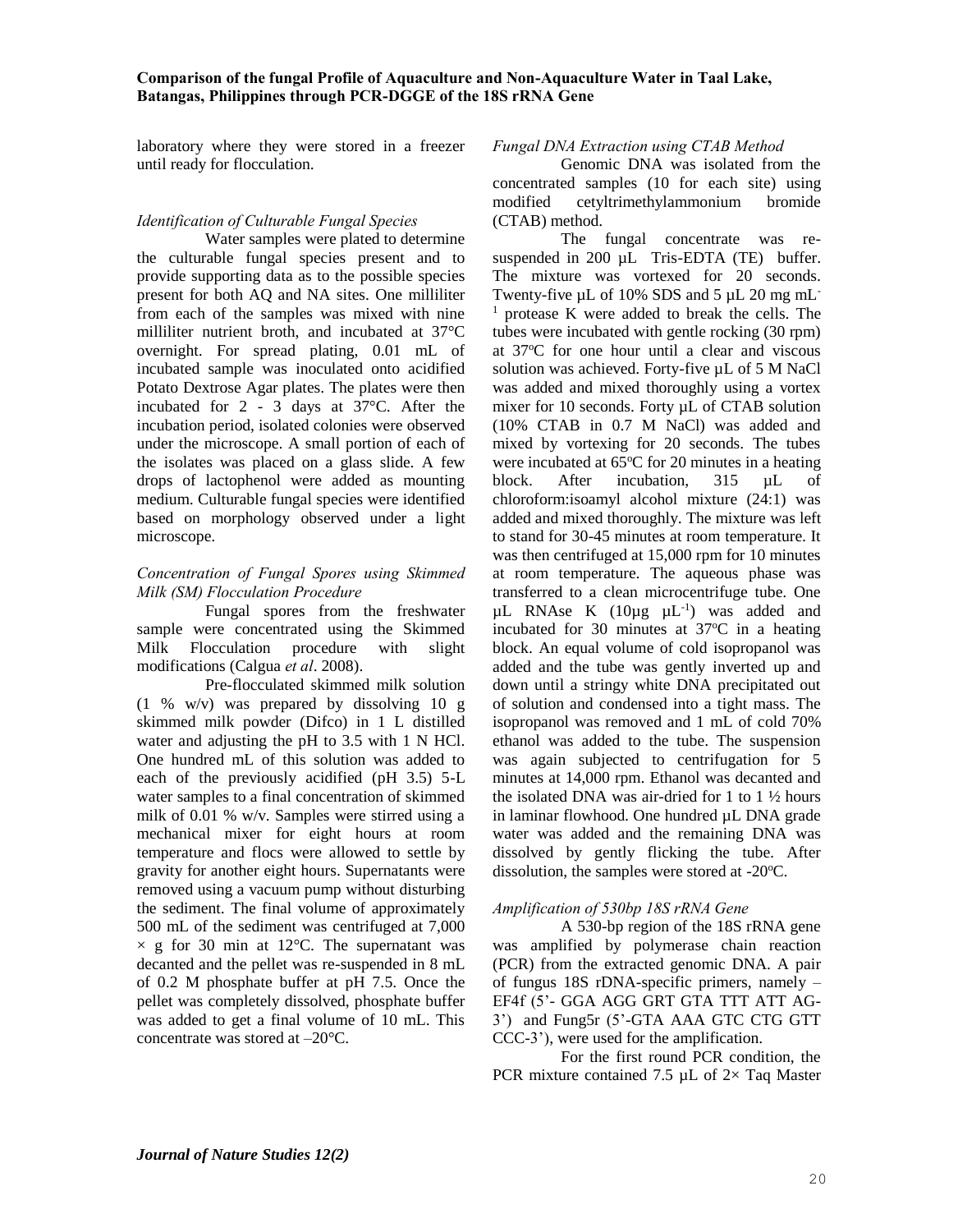laboratory where they were stored in a freezer until ready for flocculation.

*Identification of Culturable Fungal Species*

Water samples were plated to determine the culturable fungal species present and to provide supporting data as to the possible species present for both AQ and NA sites. One milliliter from each of the samples was mixed with nine milliliter nutrient broth, and incubated at 37°C overnight. For spread plating, 0.01 mL of incubated sample was inoculated onto acidified Potato Dextrose Agar plates. The plates were then incubated for 2 - 3 days at 37°C. After the incubation period, isolated colonies were observed under the microscope. A small portion of each of the isolates was placed on a glass slide. A few drops of lactophenol were added as mounting medium. Culturable fungal species were identified based on morphology observed under a light microscope.

*Concentration of Fungal Spores using Skimmed Milk (SM) Flocculation Procedure*

Fungal spores from the freshwater sample were concentrated using the Skimmed Milk Flocculation procedure with slight modifications (Calgua *et al*. 2008).

Pre-flocculated skimmed milk solution (1 % w/v) was prepared by dissolving 10 g skimmed milk powder (Difco) in 1 L distilled water and adjusting the pH to 3.5 with 1 N HCl. One hundred mL of this solution was added to each of the previously acidified (pH 3.5) 5-L water samples to a final concentration of skimmed milk of 0.01 % w/v. Samples were stirred using a mechanical mixer for eight hours at room temperature and flocs were allowed to settle by gravity for another eight hours. Supernatants were removed using a vacuum pump without disturbing the sediment. The final volume of approximately 500 mL of the sediment was centrifuged at 7,000 $\times$ g for 30 min at 12°C. The supernatant was decanted and the pellet was re-suspended in 8 mL of 0.2 M phosphate buffer at pH 7.5. Once the pellet was completely dissolved, phosphate buffer was added to get a final volume of 10 mL. This concentrate was stored at –20°C.

*Fungal DNA Extraction using CTAB Method*

Genomic DNA was isolated from the concentrated samples (10 for each site) using modified cetyltrimethylammonium bromide (CTAB) method.

The fungal concentrate was re-suspended in 200 µL Tris-EDTA (TE) buffer. The mixture was vortexed for 20 seconds. Twenty-five µL of 10% SDS and 5 µL 20 mg $mL^{-1}$ protease K were added to break the cells. The tubes were incubated with gentle rocking (30 rpm) at 37°C for one hour until a clear and viscous solution was achieved. Forty-five µL of 5 M NaCl was added and mixed thoroughly using a vortex mixer for 10 seconds. Forty µL of CTAB solution (10% CTAB in 0.7 M NaCl) was added and mixed by vortexing for 20 seconds. The tubes were incubated at 65°C for 20 minutes in a heating block. After incubation, 315 µL of chloroform:isoamyl alcohol mixture (24:1) was added and mixed thoroughly. The mixture was left to stand for 30-45 minutes at room temperature. It was then centrifuged at 15,000 rpm for 10 minutes at room temperature. The aqueous phase was transferred to a clean microcentrifuge tube. One µL RNAse K (10µg $\mu L^{-1}$) was added and incubated for 30 minutes at 37°C in a heating block. An equal volume of cold isopropanol was added and the tube was gently inverted up and down until a stringy white DNA precipitated out of solution and condensed into a tight mass. The isopropanol was removed and 1 mL of cold 70% ethanol was added to the tube. The suspension was again subjected to centrifugation for 5 minutes at 14,000 rpm. Ethanol was decanted and the isolated DNA was air-dried for 1 to 1 ½ hours in laminar flowhood. One hundred µL DNA grade water was added and the remaining DNA was dissolved by gently flicking the tube. After dissolution, the samples were stored at -20°C.

*Amplification of 530bp 18S rRNA Gene*

A 530-bp region of the 18S rRNA gene was amplified by polymerase chain reaction (PCR) from the extracted genomic DNA. A pair of fungus 18S rDNA-specific primers, namely – EF4f (5'- GGA AGG GRT GTA TTT ATT AG-3') and Fung5r (5'-GTA AAA GTC CTG GTT CCC-3'), were used for the amplification.

For the first round PCR condition, the PCR mixture contained 7.5 µL of 2× Taq Master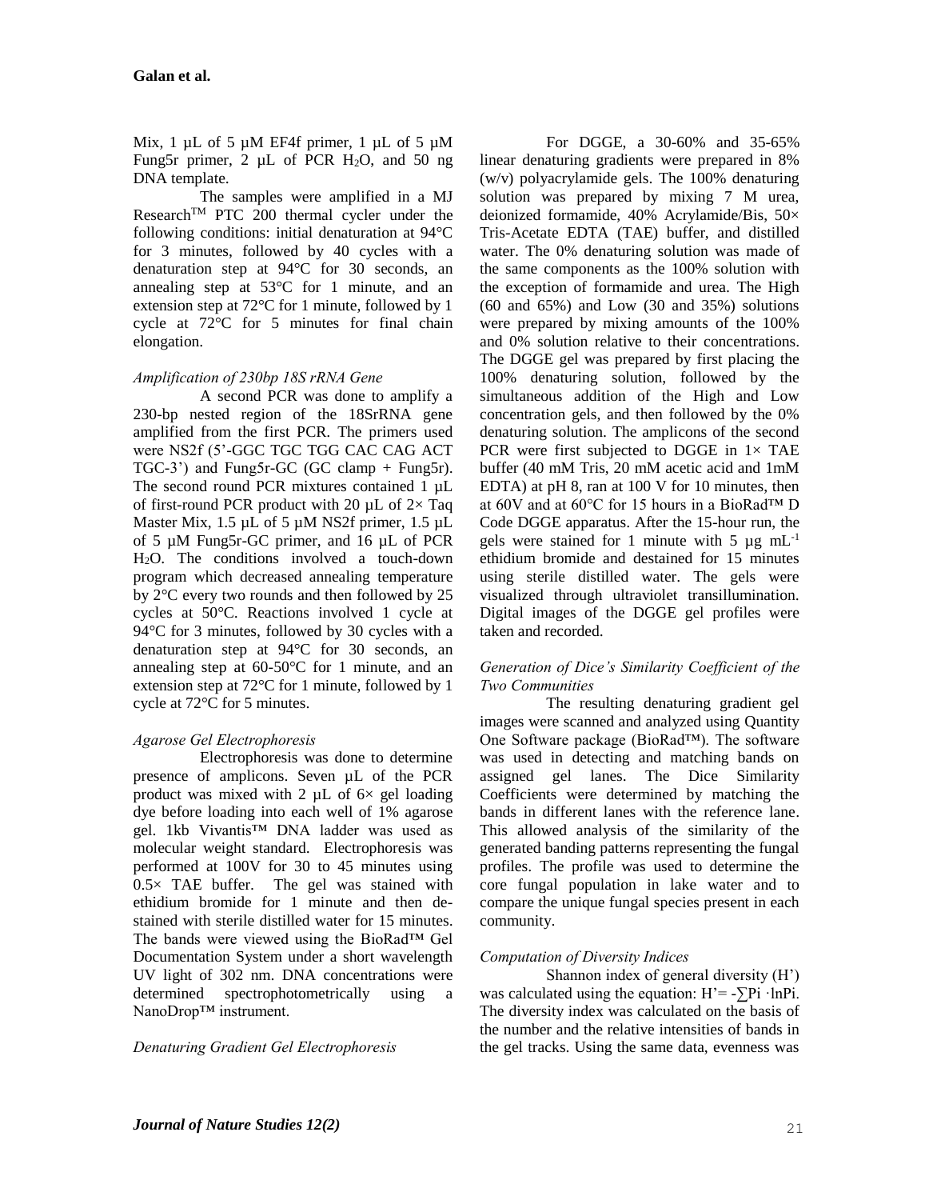Mix, 1 µL of 5 µM EF4f primer, 1 µL of 5 µM Fung5r primer, 2 µL of PCR $H_2O$, and 50 ng DNA template.

The samples were amplified in a MJ Research™ PTC 200 thermal cycler under the following conditions: initial denaturation at 94°C for 3 minutes, followed by 40 cycles with a denaturation step at 94°C for 30 seconds, an annealing step at 53°C for 1 minute, and an extension step at 72°C for 1 minute, followed by 1 cycle at 72°C for 5 minutes for final chain elongation.

### *Amplification of 230bp 18S rRNA Gene*

A second PCR was done to amplify a 230-bp nested region of the 18SrRNA gene amplified from the first PCR. The primers used were NS2f (5'-GGC TGC TGG CAC CAG ACT TGC-3') and Fung5r-GC (GC clamp + Fung5r). The second round PCR mixtures contained 1 µL of first-round PCR product with 20 µL of 2× Taq Master Mix, 1.5 µL of 5 µM NS2f primer, 1.5 µL of 5 µM Fung5r-GC primer, and 16 µL of PCR $H_2O$. The conditions involved a touch-down program which decreased annealing temperature by 2°C every two rounds and then followed by 25 cycles at 50°C. Reactions involved 1 cycle at 94°C for 3 minutes, followed by 30 cycles with a denaturation step at 94°C for 30 seconds, an annealing step at 60-50°C for 1 minute, and an extension step at 72°C for 1 minute, followed by 1 cycle at 72°C for 5 minutes.

### *Agarose Gel Electrophoresis*

Electrophoresis was done to determine presence of amplicons. Seven µL of the PCR product was mixed with 2 µL of 6× gel loading dye before loading into each well of 1% agarose gel. 1kb Vivantis™ DNA ladder was used as molecular weight standard. Electrophoresis was performed at 100V for 30 to 45 minutes using 0.5× TAE buffer. The gel was stained with ethidium bromide for 1 minute and then de-stained with sterile distilled water for 15 minutes. The bands were viewed using the BioRad™ Gel Documentation System under a short wavelength UV light of 302 nm. DNA concentrations were determined spectrophotometrically using a NanoDrop™ instrument.

### *Denaturing Gradient Gel Electrophoresis*

For DGGE, a 30-60% and 35-65% linear denaturing gradients were prepared in 8% (w/v) polyacrylamide gels. The 100% denaturing solution was prepared by mixing 7 M urea, deionized formamide, 40% Acrylamide/Bis, 50× Tris-Acetate EDTA (TAE) buffer, and distilled water. The 0% denaturing solution was made of the same components as the 100% solution with the exception of formamide and urea. The High (60 and 65%) and Low (30 and 35%) solutions were prepared by mixing amounts of the 100% and 0% solution relative to their concentrations. The DGGE gel was prepared by first placing the 100% denaturing solution, followed by the simultaneous addition of the High and Low concentration gels, and then followed by the 0% denaturing solution. The amplicons of the second PCR were first subjected to DGGE in 1× TAE buffer (40 mM Tris, 20 mM acetic acid and 1mM EDTA) at pH 8, ran at 100 V for 10 minutes, then at 60V and at 60°C for 15 hours in a BioRad™ D Code DGGE apparatus. After the 15-hour run, the gels were stained for 1 minute with 5 µg $mL^{-1}$ ethidium bromide and destained for 15 minutes using sterile distilled water. The gels were visualized through ultraviolet transillumination. Digital images of the DGGE gel profiles were taken and recorded.

### *Generation of Dice's Similarity Coefficient of the Two Communities*

The resulting denaturing gradient gel images were scanned and analyzed using Quantity One Software package (BioRad™). The software was used in detecting and matching bands on assigned gel lanes. The Dice Similarity Coefficients were determined by matching the bands in different lanes with the reference lane. This allowed analysis of the similarity of the generated banding patterns representing the fungal profiles. The profile was used to determine the core fungal population in lake water and to compare the unique fungal species present in each community.

### *Computation of Diversity Indices*

Shannon index of general diversity (H') was calculated using the equation: $H' = -\sum P_i \cdot \ln P_i$. The diversity index was calculated on the basis of the number and the relative intensities of bands in the gel tracks. Using the same data, evenness was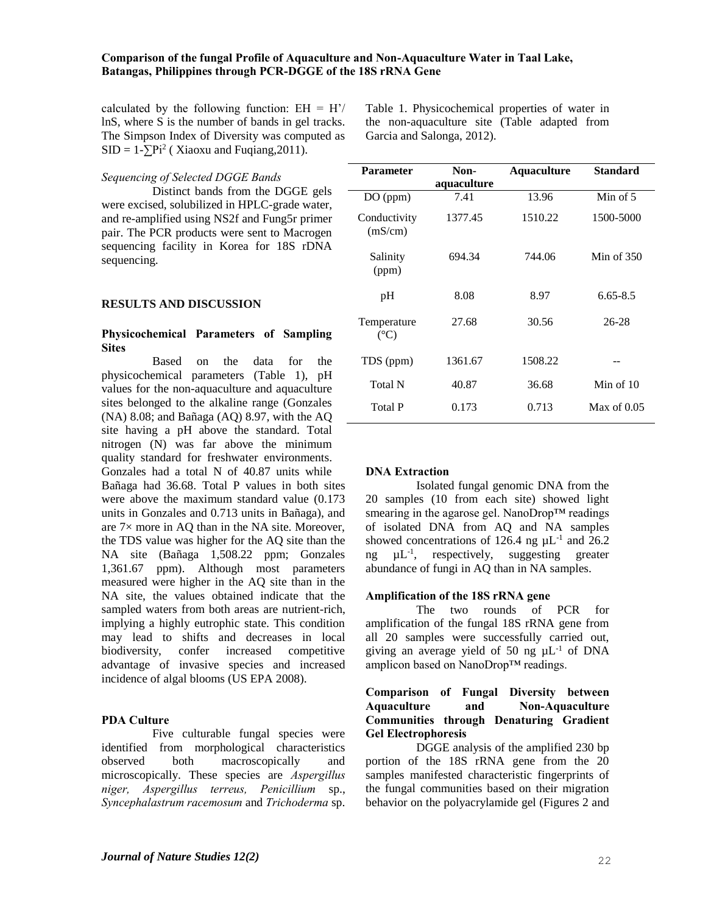calculated by the following function: $EH = H'/\ln S$, where S is the number of bands in gel tracks. The Simpson Index of Diversity was computed as $SID = 1-\sum Pi^2$ ( Xiaoxu and Fuqiang,2011).

*Sequencing of Selected DGGE Bands*

Distinct bands from the DGGE gels were excised, solubilized in HPLC-grade water, and re-amplified using NS2f and Fung5r primer pair. The PCR products were sent to Macrogen sequencing facility in Korea for 18S rDNA sequencing.

## RESULTS AND DISCUSSION

### Physicochemical Parameters of Sampling Sites

Based on the data for the physicochemical parameters (Table 1), pH values for the non-aquaculture and aquaculture sites belonged to the alkaline range (Gonzales (NA) 8.08; and Bañaga (AQ) 8.97, with the AQ site having a pH above the standard. Total nitrogen (N) was far above the minimum quality standard for freshwater environments. Gonzales had a total N of 40.87 units while Bañaga had 36.68. Total P values in both sites were above the maximum standard value (0.173 units in Gonzales and 0.713 units in Bañaga), and are 7× more in AQ than in the NA site. Moreover, the TDS value was higher for the AQ site than the NA site (Bañaga 1,508.22 ppm; Gonzales 1,361.67 ppm). Although most parameters measured were higher in the AQ site than in the NA site, the values obtained indicate that the sampled waters from both areas are nutrient-rich, implying a highly eutrophic state. This condition may lead to shifts and decreases in local biodiversity, confer increased competitive advantage of invasive species and increased incidence of algal blooms (US EPA 2008).

Table 1. Physicochemical properties of water in the non-aquaculture site (Table adapted from Garcia and Salonga, 2012).

| Parameter | Non-aquaculture | Aquaculture | Standard |
|---|---|---|---|
| DO (ppm) | 7.41 | 13.96 | Min of 5 |
| Conductivity (mS/cm) | 1377.45 | 1510.22 | 1500-5000 |
| Salinity (ppm) | 694.34 | 744.06 | Min of 350 |
| pH | 8.08 | 8.97 | 6.65-8.5 |
| Temperature (°C) | 27.68 | 30.56 | 26-28 |
| TDS (ppm) | 1361.67 | 1508.22 | -- |
| Total N | 40.87 | 36.68 | Min of 10 |
| Total P | 0.173 | 0.713 | Max of 0.05 |

### PDA Culture

Five culturable fungal species were identified from morphological characteristics observed both macroscopically and microscopically. These species are *Aspergillus niger, Aspergillus terreus, Penicillium* sp., *Syncephalastrum racemosum* and *Trichoderma* sp.

### DNA Extraction

Isolated fungal genomic DNA from the 20 samples (10 from each site) showed light smearing in the agarose gel. NanoDrop™ readings of isolated DNA from AQ and NA samples showed concentrations of 126.4 ng $\mu L^{-1}$ and 26.2 ng $\mu L^{-1}$, respectively, suggesting greater abundance of fungi in AQ than in NA samples.

### Amplification of the 18S rRNA gene

The two rounds of PCR for amplification of the fungal 18S rRNA gene from all 20 samples were successfully carried out, giving an average yield of 50 ng $\mu L^{-1}$ of DNA amplicon based on NanoDrop™ readings.

### Comparison of Fungal Diversity between Aquaculture and Non-Aquaculture Communities through Denaturing Gradient Gel Electrophoresis

DGGE analysis of the amplified 230 bp portion of the 18S rRNA gene from the 20 samples manifested characteristic fingerprints of the fungal communities based on their migration behavior on the polyacrylamide gel (Figures 2 and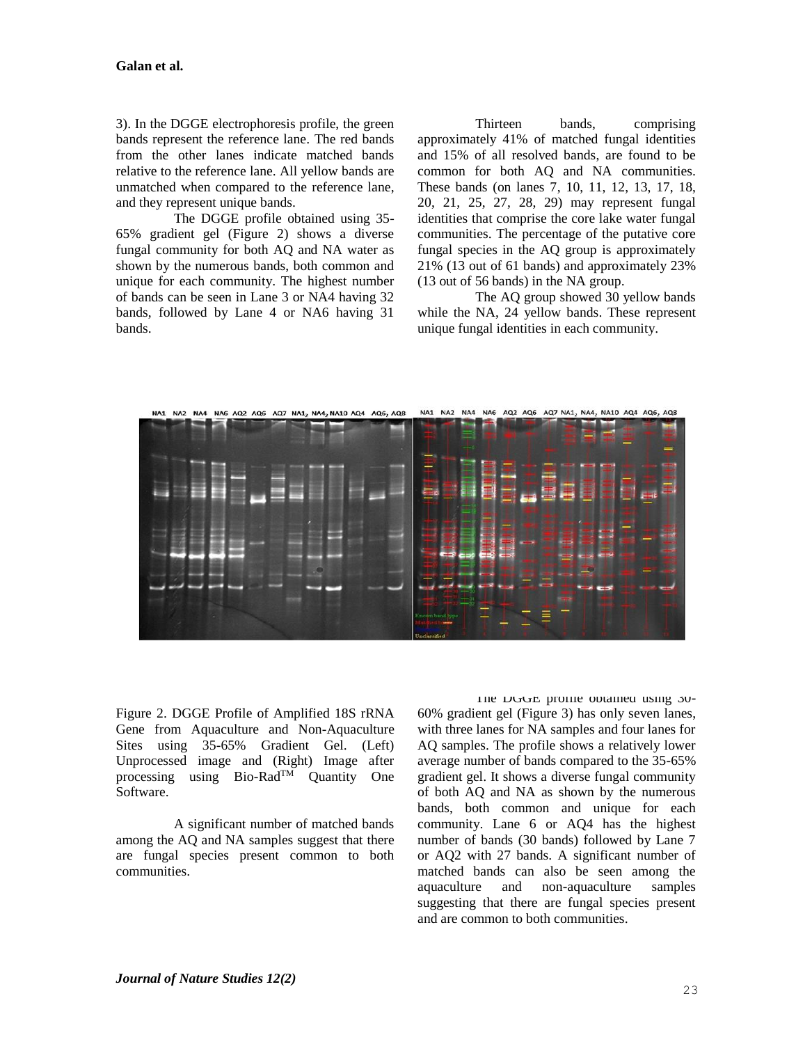3). In the DGGE electrophoresis profile, the green bands represent the reference lane. The red bands from the other lanes indicate matched bands relative to the reference lane. All yellow bands are unmatched when compared to the reference lane, and they represent unique bands.

The DGGE profile obtained using 35-65% gradient gel (Figure 2) shows a diverse fungal community for both AQ and NA water as shown by the numerous bands, both common and unique for each community. The highest number of bands can be seen in Lane 3 or NA4 having 32 bands, followed by Lane 4 or NA6 having 31 bands.

Thirteen bands, comprising approximately 41% of matched fungal identities and 15% of all resolved bands, are found to be common for both AQ and NA communities. These bands (on lanes 7, 10, 11, 12, 13, 17, 18, 20, 21, 25, 27, 28, 29) may represent fungal identities that comprise the core lake water fungal communities. The percentage of the putative core fungal species in the AQ group is approximately 21% (13 out of 61 bands) and approximately 23% (13 out of 56 bands) in the NA group.

The AQ group showed 30 yellow bands while the NA, 24 yellow bands. These represent unique fungal identities in each community.

Figure 2. DGGE Profile of Amplified 18S rRNA Gene from Aquaculture and Non-Aquaculture Sites using 35-65% Gradient Gel. (Left) Unprocessed image and (Right) Image after processing using Bio-Rad™ Quantity One Software.

A significant number of matched bands among the AQ and NA samples suggest that there are fungal species present common to both communities.

The DGGE profile obtained using 30-60% gradient gel (Figure 3) has only seven lanes, with three lanes for NA samples and four lanes for AQ samples. The profile shows a relatively lower average number of bands compared to the 35-65% gradient gel. It shows a diverse fungal community of both AQ and NA as shown by the numerous bands, both common and unique for each community. Lane 6 or AQ4 has the highest number of bands (30 bands) followed by Lane 7 or AQ2 with 27 bands. A significant number of matched bands can also be seen among the aquaculture and non-aquaculture samples suggesting that there are fungal species present and are common to both communities.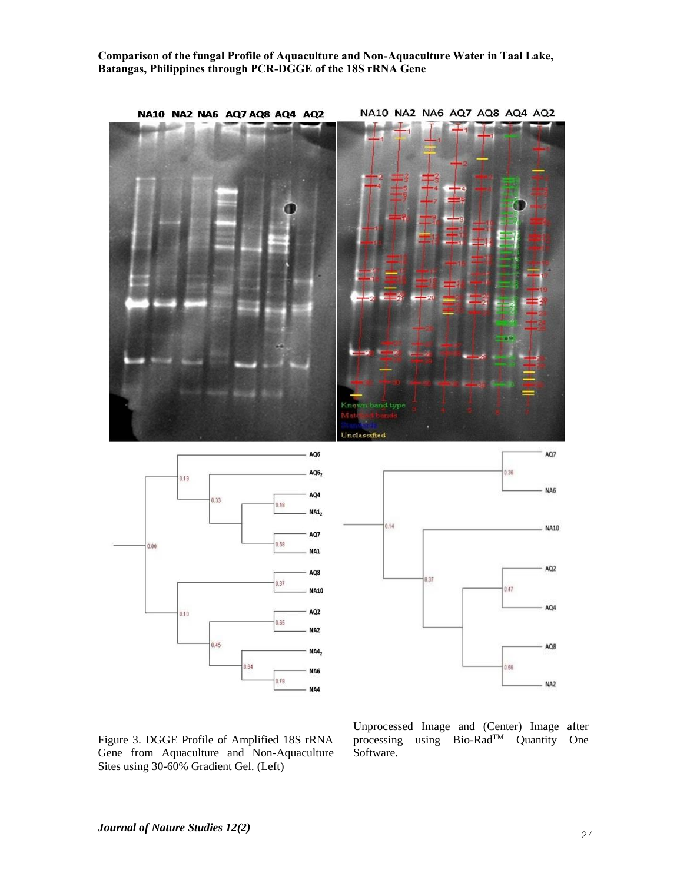Figure 3. DGGE Profile of Amplified 18S rRNA Gene from Aquaculture and Non-Aquaculture Sites using 30-60% Gradient Gel. (Left) Unprocessed Image and (Center) Image after processing using Bio-Rad$^{TM}$ Quantity One Software.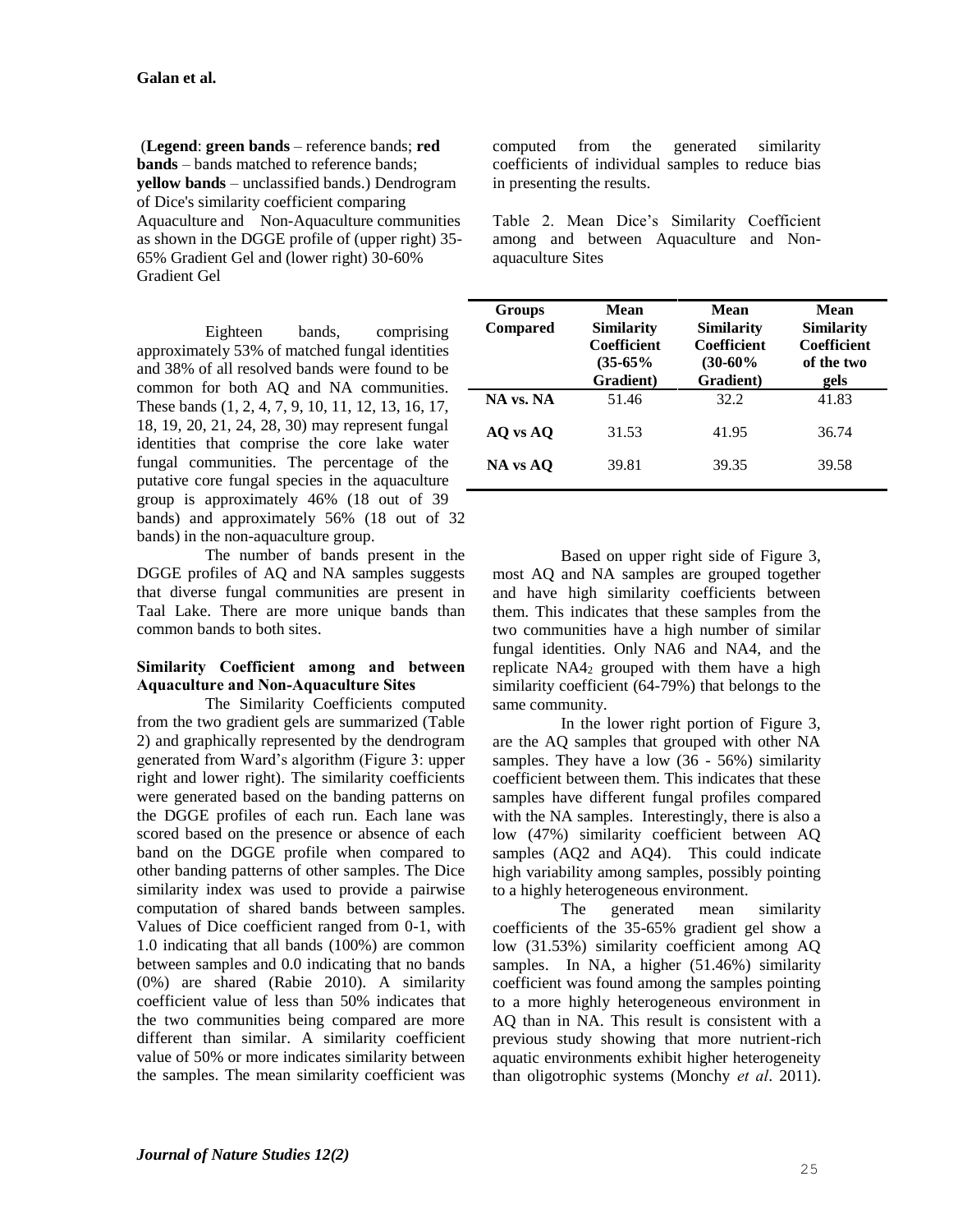(**Legend**: **green bands** – reference bands; **red bands** – bands matched to reference bands; **yellow bands** – unclassified bands.) Dendrogram of Dice's similarity coefficient comparing Aquaculture and Non-Aquaculture communities as shown in the DGGE profile of (upper right) 35-65% Gradient Gel and (lower right) 30-60% Gradient Gel

Eighteen bands, comprising approximately 53% of matched fungal identities and 38% of all resolved bands were found to be common for both AQ and NA communities. These bands (1, 2, 4, 7, 9, 10, 11, 12, 13, 16, 17, 18, 19, 20, 21, 24, 28, 30) may represent fungal identities that comprise the core lake water fungal communities. The percentage of the putative core fungal species in the aquaculture group is approximately 46% (18 out of 39 bands) and approximately 56% (18 out of 32 bands) in the non-aquaculture group.

The number of bands present in the DGGE profiles of AQ and NA samples suggests that diverse fungal communities are present in Taal Lake. There are more unique bands than common bands to both sites.

### Similarity Coefficient among and between Aquaculture and Non-Aquaculture Sites

The Similarity Coefficients computed from the two gradient gels are summarized (Table 2) and graphically represented by the dendrogram generated from Ward's algorithm (Figure 3: upper right and lower right). The similarity coefficients were generated based on the banding patterns on the DGGE profiles of each run. Each lane was scored based on the presence or absence of each band on the DGGE profile when compared to other banding patterns of other samples. The Dice similarity index was used to provide a pairwise computation of shared bands between samples. Values of Dice coefficient ranged from 0-1, with 1.0 indicating that all bands (100%) are common between samples and 0.0 indicating that no bands (0%) are shared (Rabie 2010). A similarity coefficient value of less than 50% indicates that the two communities being compared are more different than similar. A similarity coefficient value of 50% or more indicates similarity between the samples. The mean similarity coefficient was computed from the generated similarity coefficients of individual samples to reduce bias in presenting the results.

Table 2. Mean Dice's Similarity Coefficient among and between Aquaculture and Non-aquaculture Sites

| Groups Compared | Mean Similarity Coefficient (35-65% Gradient) | Mean Similarity Coefficient (30-60% Gradient) | Mean Similarity Coefficient of the two gels |
|---|---|---|---|
| NA vs. NA | 51.46 | 32.2 | 41.83 |
| AQ vs AQ | 31.53 | 41.95 | 36.74 |
| NA vs AQ | 39.81 | 39.35 | 39.58 |

Based on upper right side of Figure 3, most AQ and NA samples are grouped together and have high similarity coefficients between them. This indicates that these samples from the two communities have a high number of similar fungal identities. Only NA6 and NA4, and the replicate $NA4_2$ grouped with them have a high similarity coefficient (64-79%) that belongs to the same community.

In the lower right portion of Figure 3, are the AQ samples that grouped with other NA samples. They have a low (36 - 56%) similarity coefficient between them. This indicates that these samples have different fungal profiles compared with the NA samples. Interestingly, there is also a low (47%) similarity coefficient between AQ samples (AQ2 and AQ4). This could indicate high variability among samples, possibly pointing to a highly heterogeneous environment.

The generated mean similarity coefficients of the 35-65% gradient gel show a low (31.53%) similarity coefficient among AQ samples. In NA, a higher (51.46%) similarity coefficient was found among the samples pointing to a more highly heterogeneous environment in AQ than in NA. This result is consistent with a previous study showing that more nutrient-rich aquatic environments exhibit higher heterogeneity than oligotrophic systems (Monchy *et al*. 2011).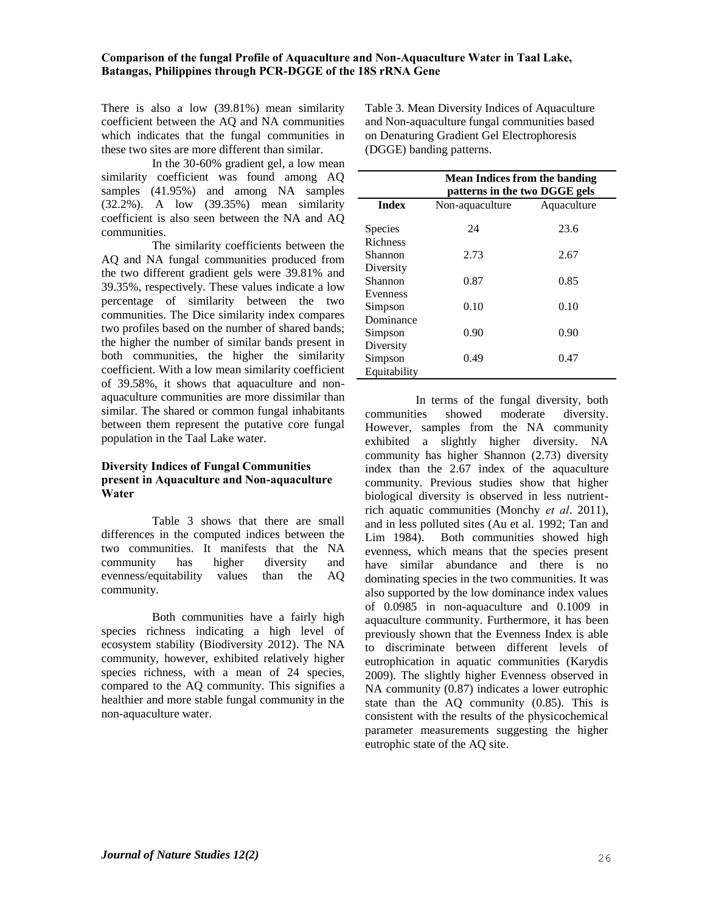There is also a low (39.81%) mean similarity coefficient between the AQ and NA communities which indicates that the fungal communities in these two sites are more different than similar.

In the 30-60% gradient gel, a low mean similarity coefficient was found among AQ samples (41.95%) and among NA samples (32.2%). A low (39.35%) mean similarity coefficient is also seen between the NA and AQ communities.

The similarity coefficients between the AQ and NA fungal communities produced from the two different gradient gels were 39.81% and 39.35%, respectively. These values indicate a low percentage of similarity between the two communities. The Dice similarity index compares two profiles based on the number of shared bands; the higher the number of similar bands present in both communities, the higher the similarity coefficient. With a low mean similarity coefficient of 39.58%, it shows that aquaculture and non-aquaculture communities are more dissimilar than similar. The shared or common fungal inhabitants between them represent the putative core fungal population in the Taal Lake water.

### Diversity Indices of Fungal Communities present in Aquaculture and Non-aquaculture Water

Table 3 shows that there are small differences in the computed indices between the two communities. It manifests that the NA community has higher diversity and evenness/equitability values than the AQ community.

Both communities have a fairly high species richness indicating a high level of ecosystem stability (Biodiversity 2012). The NA community, however, exhibited relatively higher species richness, with a mean of 24 species, compared to the AQ community. This signifies a healthier and more stable fungal community in the non-aquaculture water.

Table 3. Mean Diversity Indices of Aquaculture and Non-aquaculture fungal communities based on Denaturing Gradient Gel Electrophoresis (DGGE) banding patterns.

| | **Mean Indices from the banding patterns in the two DGGE gels** | |
|---|---|---|
| **Index** | Non-aquaculture | Aquaculture |
| Species Richness | 24 | 23.6 |
| Shannon Diversity | 2.73 | 2.67 |
| Shannon Evenness | 0.87 | 0.85 |
| Simpson Dominance | 0.10 | 0.10 |
| Simpson Diversity | 0.90 | 0.90 |
| Simpson Equitability | 0.49 | 0.47 |

In terms of the fungal diversity, both communities showed moderate diversity. However, samples from the NA community exhibited a slightly higher diversity. NA community has higher Shannon (2.73) diversity index than the 2.67 index of the aquaculture community. Previous studies show that higher biological diversity is observed in less nutrient-rich aquatic communities (Monchy *et al*. 2011), and in less polluted sites (Au et al. 1992; Tan and Lim 1984). Both communities showed high evenness, which means that the species present have similar abundance and there is no dominating species in the two communities. It was also supported by the low dominance index values of 0.0985 in non-aquaculture and 0.1009 in aquaculture community. Furthermore, it has been previously shown that the Evenness Index is able to discriminate between different levels of eutrophication in aquatic communities (Karydis 2009). The slightly higher Evenness observed in NA community (0.87) indicates a lower eutrophic state than the AQ community (0.85). This is consistent with the results of the physicochemical parameter measurements suggesting the higher eutrophic state of the AQ site.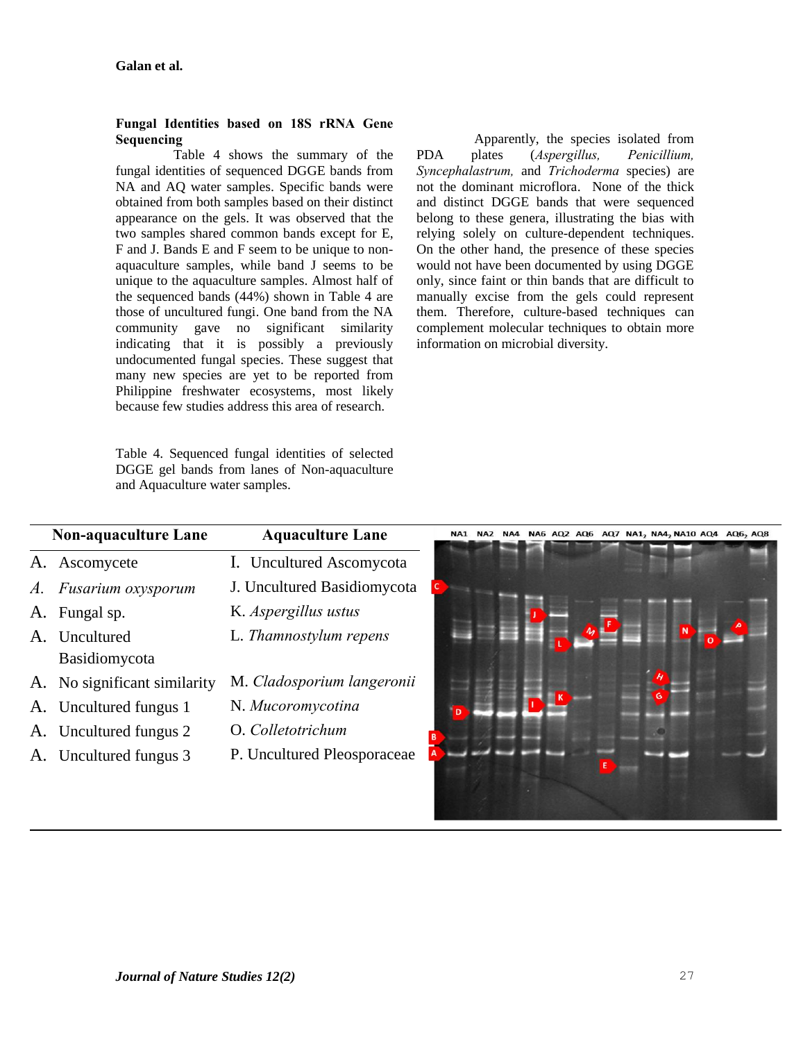## Fungal Identities based on 18S rRNA Gene Sequencing

Table 4 shows the summary of the fungal identities of sequenced DGGE bands from NA and AQ water samples. Specific bands were obtained from both samples based on their distinct appearance on the gels. It was observed that the two samples shared common bands except for E, F and J. Bands E and F seem to be unique to non-aquaculture samples, while band J seems to be unique to the aquaculture samples. Almost half of the sequenced bands (44%) shown in Table 4 are those of uncultured fungi. One band from the NA community gave no significant similarity indicating that it is possibly a previously undocumented fungal species. These suggest that many new species are yet to be reported from Philippine freshwater ecosystems, most likely because few studies address this area of research.

Apparently, the species isolated from PDA plates (*Aspergillus, Penicillium, Syncephalastrum,* and *Trichoderma* species) are not the dominant microflora. None of the thick and distinct DGGE bands that were sequenced belong to these genera, illustrating the bias with relying solely on culture-dependent techniques. On the other hand, the presence of these species would not have been documented by using DGGE only, since faint or thin bands that are difficult to manually excise from the gels could represent them. Therefore, culture-based techniques can complement molecular techniques to obtain more information on microbial diversity.

Table 4. Sequenced fungal identities of selected DGGE gel bands from lanes of Non-aquaculture and Aquaculture water samples.

| Non-aquaculture Lane | Aquaculture Lane |
|---|---|
| A. Ascomycete | I. Uncultured Ascomycota |
| *A. Fusarium oxysporum* | J. Uncultured Basidiomycota |
| A. Fungal sp. | K. *Aspergillus ustus* |
| A. Uncultured Basidiomycota | L. *Thamnostylum repens* |
| A. No significant similarity | M. *Cladosporium langeronii* |
| A. Uncultured fungus 1 | N. *Mucoromycotina* |
| A. Uncultured fungus 2 | O. *Colletotrichum* |
| A. Uncultured fungus 3 | P. Uncultured Pleosporaceae |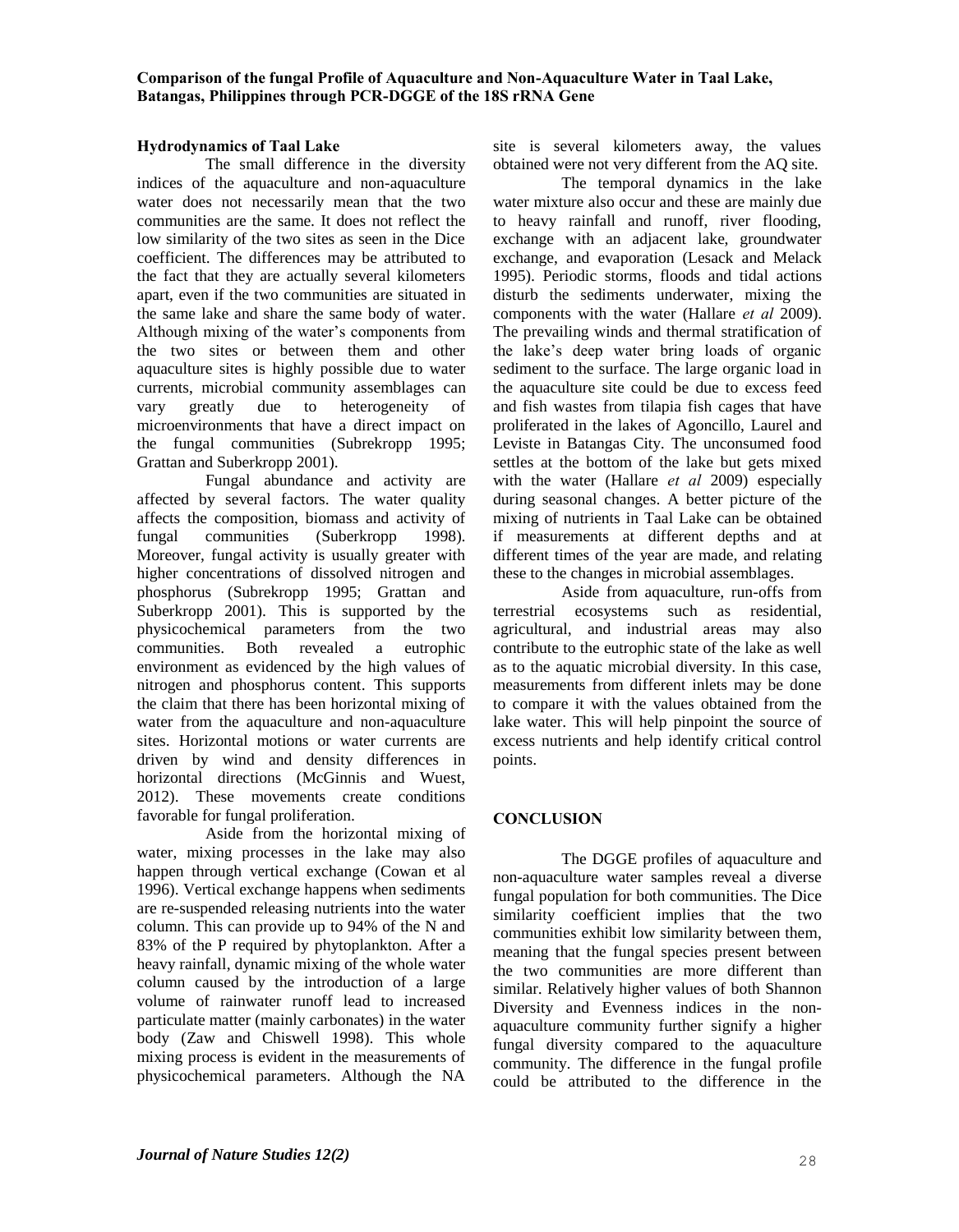### Hydrodynamics of Taal Lake

The small difference in the diversity indices of the aquaculture and non-aquaculture water does not necessarily mean that the two communities are the same. It does not reflect the low similarity of the two sites as seen in the Dice coefficient. The differences may be attributed to the fact that they are actually several kilometers apart, even if the two communities are situated in the same lake and share the same body of water. Although mixing of the water's components from the two sites or between them and other aquaculture sites is highly possible due to water currents, microbial community assemblages can vary greatly due to heterogeneity of microenvironments that have a direct impact on the fungal communities (Subrekropp 1995; Grattan and Suberkropp 2001).

Fungal abundance and activity are affected by several factors. The water quality affects the composition, biomass and activity of fungal communities (Suberkropp 1998). Moreover, fungal activity is usually greater with higher concentrations of dissolved nitrogen and phosphorus (Subrekropp 1995; Grattan and Suberkropp 2001). This is supported by the physicochemical parameters from the two communities. Both revealed a eutrophic environment as evidenced by the high values of nitrogen and phosphorus content. This supports the claim that there has been horizontal mixing of water from the aquaculture and non-aquaculture sites. Horizontal motions or water currents are driven by wind and density differences in horizontal directions (McGinnis and Wuest, 2012). These movements create conditions favorable for fungal proliferation.

Aside from the horizontal mixing of water, mixing processes in the lake may also happen through vertical exchange (Cowan et al 1996). Vertical exchange happens when sediments are re-suspended releasing nutrients into the water column. This can provide up to 94% of the N and 83% of the P required by phytoplankton. After a heavy rainfall, dynamic mixing of the whole water column caused by the introduction of a large volume of rainwater runoff lead to increased particulate matter (mainly carbonates) in the water body (Zaw and Chiswell 1998). This whole mixing process is evident in the measurements of physicochemical parameters. Although the NA site is several kilometers away, the values obtained were not very different from the AQ site.

The temporal dynamics in the lake water mixture also occur and these are mainly due to heavy rainfall and runoff, river flooding, exchange with an adjacent lake, groundwater exchange, and evaporation (Lesack and Melack 1995). Periodic storms, floods and tidal actions disturb the sediments underwater, mixing the components with the water (Hallare *et al* 2009). The prevailing winds and thermal stratification of the lake's deep water bring loads of organic sediment to the surface. The large organic load in the aquaculture site could be due to excess feed and fish wastes from tilapia fish cages that have proliferated in the lakes of Agoncillo, Laurel and Leviste in Batangas City. The unconsumed food settles at the bottom of the lake but gets mixed with the water (Hallare *et al* 2009) especially during seasonal changes. A better picture of the mixing of nutrients in Taal Lake can be obtained if measurements at different depths and at different times of the year are made, and relating these to the changes in microbial assemblages.

Aside from aquaculture, run-offs from terrestrial ecosystems such as residential, agricultural, and industrial areas may also contribute to the eutrophic state of the lake as well as to the aquatic microbial diversity. In this case, measurements from different inlets may be done to compare it with the values obtained from the lake water. This will help pinpoint the source of excess nutrients and help identify critical control points.

## CONCLUSION

The DGGE profiles of aquaculture and non-aquaculture water samples reveal a diverse fungal population for both communities. The Dice similarity coefficient implies that the two communities exhibit low similarity between them, meaning that the fungal species present between the two communities are more different than similar. Relatively higher values of both Shannon Diversity and Evenness indices in the non-aquaculture community further signify a higher fungal diversity compared to the aquaculture community. The difference in the fungal profile could be attributed to the difference in the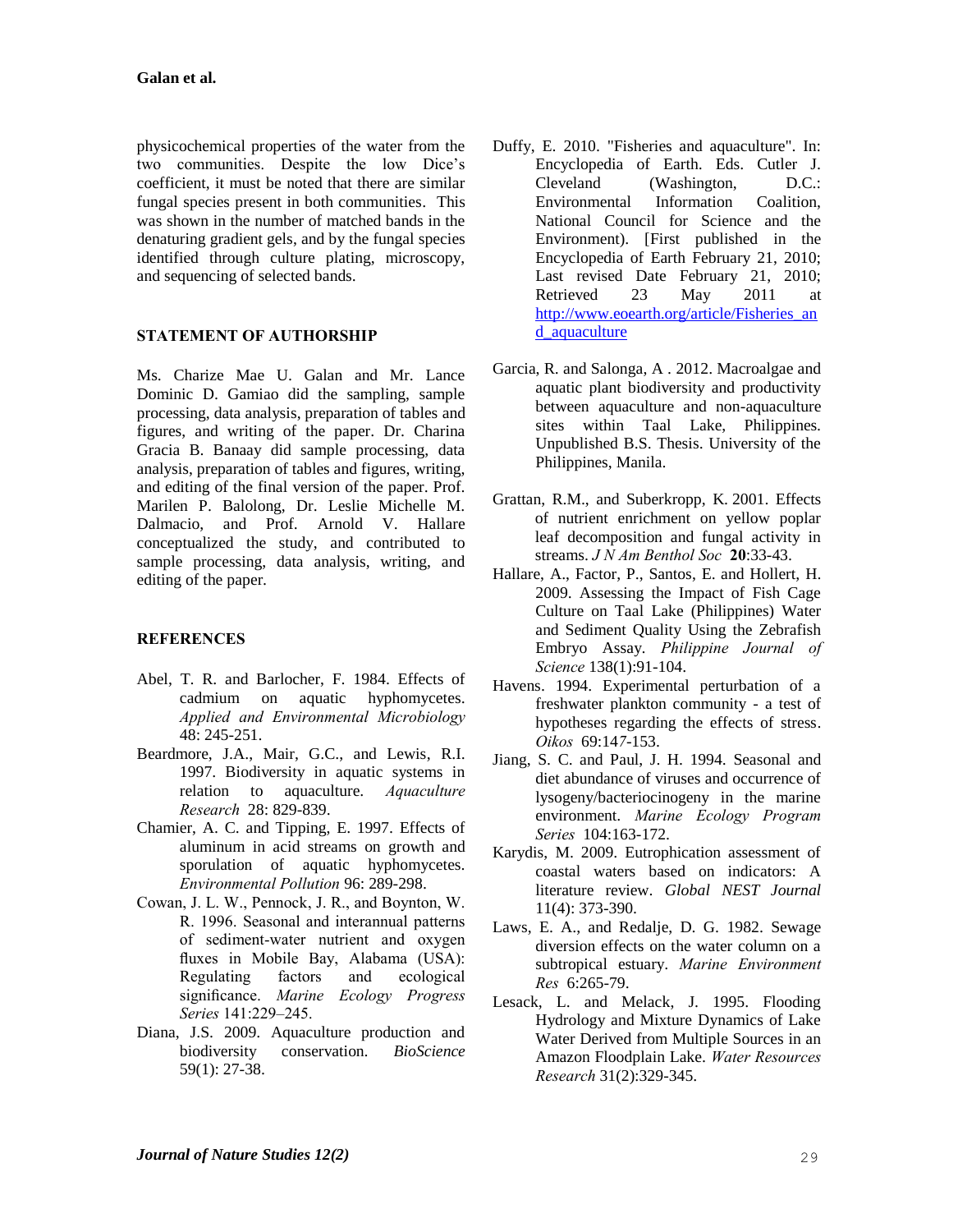physicochemical properties of the water from the two communities. Despite the low Dice's coefficient, it must be noted that there are similar fungal species present in both communities. This was shown in the number of matched bands in the denaturing gradient gels, and by the fungal species identified through culture plating, microscopy, and sequencing of selected bands.

## STATEMENT OF AUTHORSHIP

Ms. Charize Mae U. Galan and Mr. Lance Dominic D. Gamiao did the sampling, sample processing, data analysis, preparation of tables and figures, and writing of the paper. Dr. Charina Gracia B. Banaay did sample processing, data analysis, preparation of tables and figures, writing, and editing of the final version of the paper. Prof. Marilen P. Balolong, Dr. Leslie Michelle M. Dalmacio, and Prof. Arnold V. Hallare conceptualized the study, and contributed to sample processing, data analysis, writing, and editing of the paper.

## REFERENCES

Abel, T. R. and Barlocher, F. 1984. Effects of cadmium on aquatic hyphomycetes. *Applied and Environmental Microbiology* 48: 245-251.

Beardmore, J.A., Mair, G.C., and Lewis, R.I. 1997. Biodiversity in aquatic systems in relation to aquaculture. *Aquaculture Research* 28: 829-839.

Chamier, A. C. and Tipping, E. 1997. Effects of aluminum in acid streams on growth and sporulation of aquatic hyphomycetes. *Environmental Pollution* 96: 289-298.

Cowan, J. L. W., Pennock, J. R., and Boynton, W. R. 1996. Seasonal and interannual patterns of sediment-water nutrient and oxygen fluxes in Mobile Bay, Alabama (USA): Regulating factors and ecological significance. *Marine Ecology Progress Series* 141:229–245.

Diana, J.S. 2009. Aquaculture production and biodiversity conservation. *BioScience* 59(1): 27-38.

Duffy, E. 2010. "Fisheries and aquaculture". In: Encyclopedia of Earth. Eds. Cutler J. Cleveland (Washington, D.C.: Environmental Information Coalition, National Council for Science and the Environment). [First published in the Encyclopedia of Earth February 21, 2010; Last revised Date February 21, 2010; Retrieved 23 May 2011 at http://www.eoearth.org/article/Fisheries_and_aquaculture

Garcia, R. and Salonga, A . 2012. Macroalgae and aquatic plant biodiversity and productivity between aquaculture and non-aquaculture sites within Taal Lake, Philippines. Unpublished B.S. Thesis. University of the Philippines, Manila.

Grattan, R.M., and Suberkropp, K. 2001. Effects of nutrient enrichment on yellow poplar leaf decomposition and fungal activity in streams. *J N Am Benthol Soc* **20**:33-43.

Hallare, A., Factor, P., Santos, E. and Hollert, H. 2009. Assessing the Impact of Fish Cage Culture on Taal Lake (Philippines) Water and Sediment Quality Using the Zebrafish Embryo Assay. *Philippine Journal of Science* 138(1):91-104.

Havens. 1994. Experimental perturbation of a freshwater plankton community - a test of hypotheses regarding the effects of stress. *Oikos* 69:147-153.

Jiang, S. C. and Paul, J. H. 1994. Seasonal and diet abundance of viruses and occurrence of lysogeny/bacteriocinogeny in the marine environment. *Marine Ecology Program Series* 104:163-172.

Karydis, M. 2009. Eutrophication assessment of coastal waters based on indicators: A literature review. *Global NEST Journal* 11(4): 373-390.

Laws, E. A., and Redalje, D. G. 1982. Sewage diversion effects on the water column on a subtropical estuary. *Marine Environment Res* 6:265-79.

Lesack, L. and Melack, J. 1995. Flooding Hydrology and Mixture Dynamics of Lake Water Derived from Multiple Sources in an Amazon Floodplain Lake. *Water Resources Research* 31(2):329-345.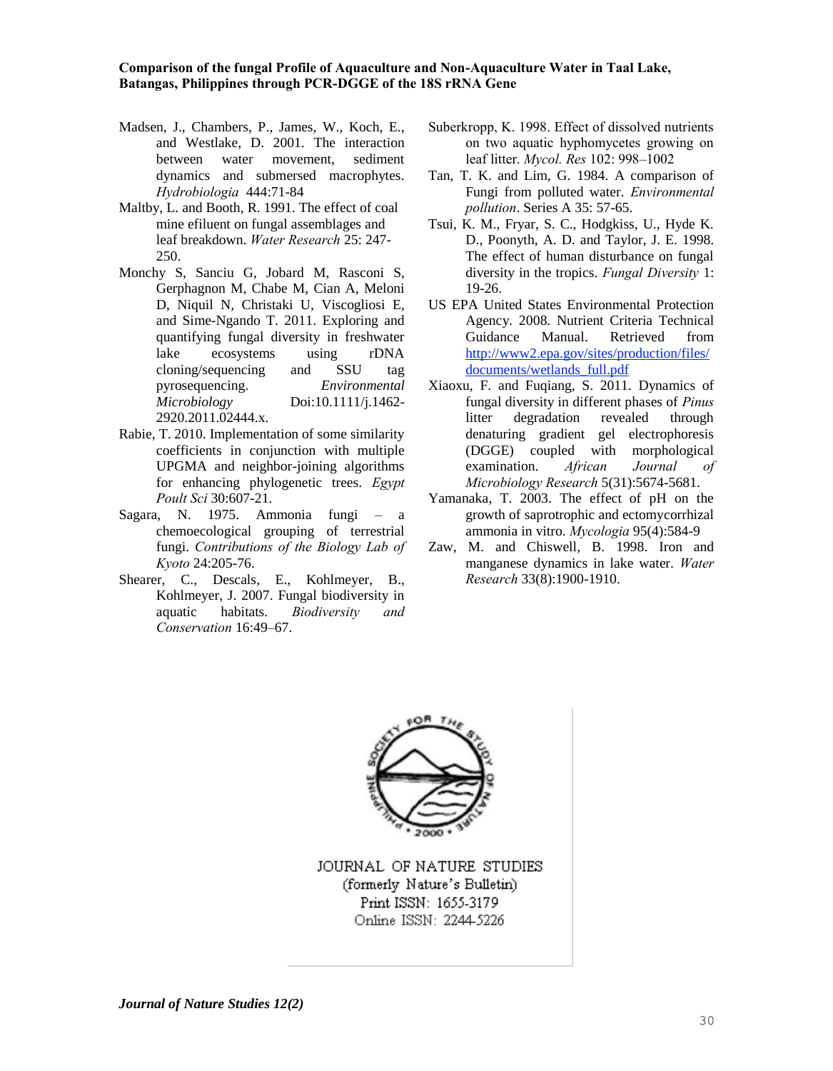Madsen, J., Chambers, P., James, W., Koch, E., and Westlake, D. 2001. The interaction between water movement, sediment dynamics and submersed macrophytes. *Hydrobiologia* 444:71-84

Maltby, L. and Booth, R. 1991. The effect of coal mine efiluent on fungal assemblages and leaf breakdown. *Water Research* 25: 247-250.

Monchy S, Sanciu G, Jobard M, Rasconi S, Gerphagnon M, Chabe M, Cian A, Meloni D, Niquil N, Christaki U, Viscogliosi E, and Sime-Ngando T. 2011. Exploring and quantifying fungal diversity in freshwater lake ecosystems using rDNA cloning/sequencing and SSU tag pyrosequencing. *Environmental Microbiology* Doi:10.1111/j.1462-2920.2011.02444.x.

Rabie, T. 2010. Implementation of some similarity coefficients in conjunction with multiple UPGMA and neighbor-joining algorithms for enhancing phylogenetic trees. *Egypt Poult Sci* 30:607-21.

Sagara, N. 1975. Ammonia fungi – a chemoecological grouping of terrestrial fungi. *Contributions of the Biology Lab of Kyoto* 24:205-76.

Shearer, C., Descals, E., Kohlmeyer, B., Kohlmeyer, J. 2007. Fungal biodiversity in aquatic habitats. *Biodiversity and Conservation* 16:49–67.

Suberkropp, K. 1998. Effect of dissolved nutrients on two aquatic hyphomycetes growing on leaf litter. *Mycol. Res* 102: 998–1002

Tan, T. K. and Lim, G. 1984. A comparison of Fungi from polluted water. *Environmental pollution*. Series A 35: 57-65.

Tsui, K. M., Fryar, S. C., Hodgkiss, U., Hyde K. D., Poonyth, A. D. and Taylor, J. E. 1998. The effect of human disturbance on fungal diversity in the tropics. *Fungal Diversity* 1: 19-26.

US EPA United States Environmental Protection Agency. 2008. Nutrient Criteria Technical Guidance Manual. Retrieved from http://www2.epa.gov/sites/production/files/documents/wetlands_full.pdf

Xiaoxu, F. and Fuqiang, S. 2011. Dynamics of fungal diversity in different phases of *Pinus* litter degradation revealed through denaturing gradient gel electrophoresis (DGGE) coupled with morphological examination. *African Journal of Microbiology Research* 5(31):5674-5681.

Yamanaka, T. 2003. The effect of pH on the growth of saprotrophic and ectomycorrhizal ammonia in vitro. *Mycologia* 95(4):584-9

Zaw, M. and Chiswell, B. 1998. Iron and manganese dynamics in lake water. *Water Research* 33(8):1900-1910.

JOURNAL OF NATURE STUDIES
(formerly Nature's Bulletin)
Print ISSN: 1655-3179
Online ISSN: 2244-5226